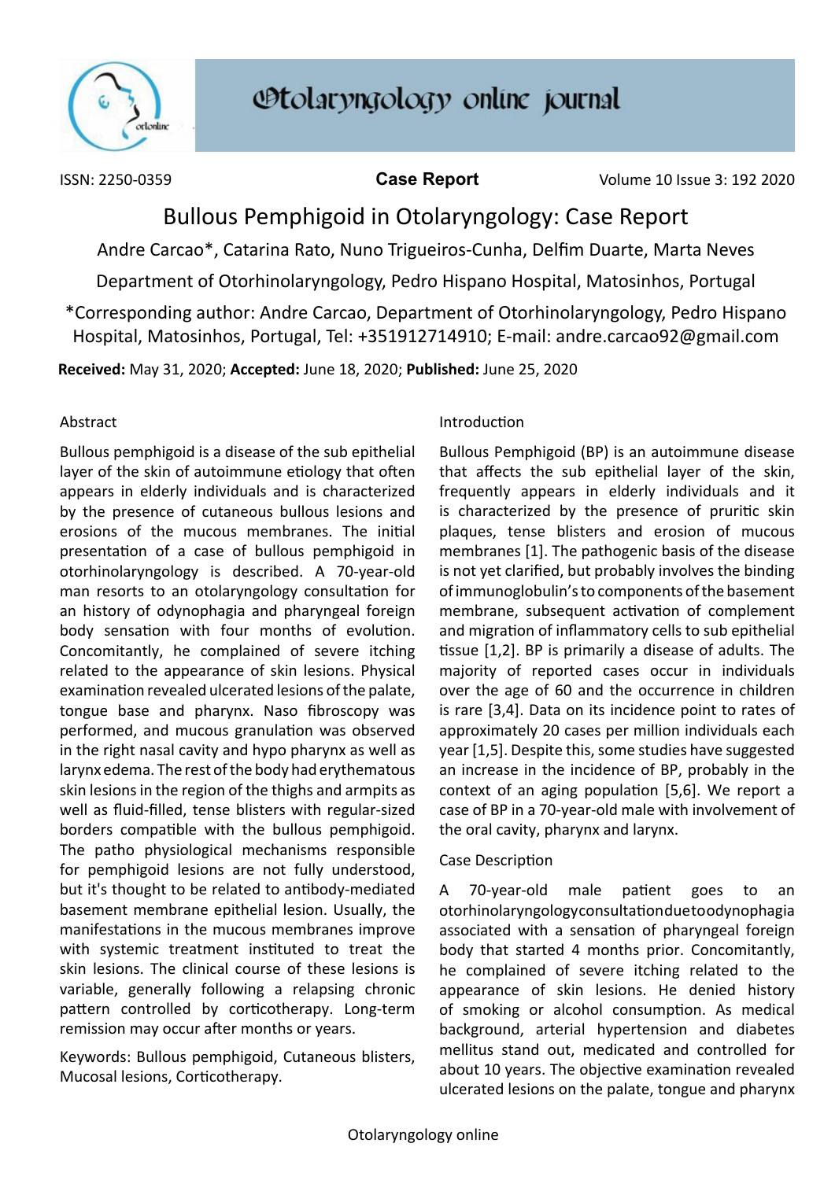ISSN: 2250-0359

**Case Report**

# Bullous Pemphigoid in Otolaryngology: Case Report

Andre Carcao*, Catarina Rato, Nuno Trigueiros-Cunha, Delfim Duarte, Marta Neves

Department of Otorhinolaryngology, Pedro Hispano Hospital, Matosinhos, Portugal

*Corresponding author: Andre Carcao, Department of Otorhinolaryngology, Pedro Hispano Hospital, Matosinhos, Portugal, Tel: +351912714910; E-mail: andre.carcao92@gmail.com

**Received:** May 31, 2020; **Accepted:** June 18, 2020; **Published:** June 25, 2020

## Abstract

Bullous pemphigoid is a disease of the sub epithelial layer of the skin of autoimmune etiology that often appears in elderly individuals and is characterized by the presence of cutaneous bullous lesions and erosions of the mucous membranes. The initial presentation of a case of bullous pemphigoid in otorhinolaryngology is described. A 70-year-old man resorts to an otolaryngology consultation for an history of odynophagia and pharyngeal foreign body sensation with four months of evolution. Concomitantly, he complained of severe itching related to the appearance of skin lesions. Physical examination revealed ulcerated lesions of the palate, tongue base and pharynx. Naso fibroscopy was performed, and mucous granulation was observed in the right nasal cavity and hypo pharynx as well as larynx edema. The rest of the body had erythematous skin lesions in the region of the thighs and armpits as well as fluid-filled, tense blisters with regular-sized borders compatible with the bullous pemphigoid. The patho physiological mechanisms responsible for pemphigoid lesions are not fully understood, but it's thought to be related to antibody-mediated basement membrane epithelial lesion. Usually, the manifestations in the mucous membranes improve with systemic treatment instituted to treat the skin lesions. The clinical course of these lesions is variable, generally following a relapsing chronic pattern controlled by corticotherapy. Long-term remission may occur after months or years.

Keywords: Bullous pemphigoid, Cutaneous blisters, Mucosal lesions, Corticotherapy.

## Introduction

Bullous Pemphigoid (BP) is an autoimmune disease that affects the sub epithelial layer of the skin, frequently appears in elderly individuals and it is characterized by the presence of pruritic skin plaques, tense blisters and erosion of mucous membranes [1]. The pathogenic basis of the disease is not yet clarified, but probably involves the binding of immunoglobulin's to components of the basement membrane, subsequent activation of complement and migration of inflammatory cells to sub epithelial tissue [1,2]. BP is primarily a disease of adults. The majority of reported cases occur in individuals over the age of 60 and the occurrence in children is rare [3,4]. Data on its incidence point to rates of approximately 20 cases per million individuals each year [1,5]. Despite this, some studies have suggested an increase in the incidence of BP, probably in the context of an aging population [5,6]. We report a case of BP in a 70-year-old male with involvement of the oral cavity, pharynx and larynx.

## Case Description

A 70-year-old male patient goes to an otorhinolaryngologyconsultationduetoodynophagia associated with a sensation of pharyngeal foreign body that started 4 months prior. Concomitantly, he complained of severe itching related to the appearance of skin lesions. He denied history of smoking or alcohol consumption. As medical background, arterial hypertension and diabetes mellitus stand out, medicated and controlled for about 10 years. The objective examination revealed ulcerated lesions on the palate, tongue and pharynx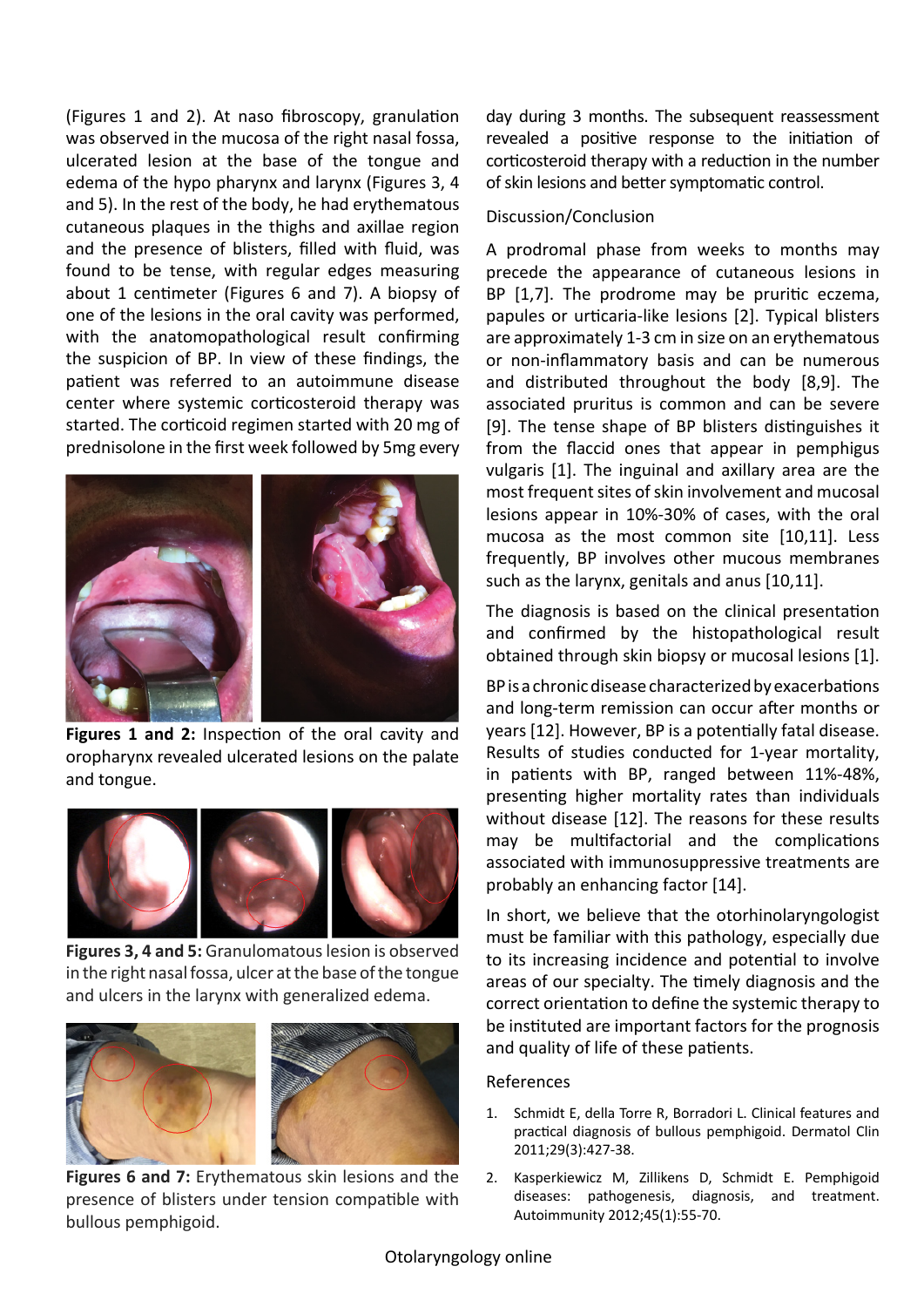(Figures 1 and 2). At naso fibroscopy, granulation was observed in the mucosa of the right nasal fossa, ulcerated lesion at the base of the tongue and edema of the hypo pharynx and larynx (Figures 3, 4 and 5). In the rest of the body, he had erythematous cutaneous plaques in the thighs and axillae region and the presence of blisters, filled with fluid, was found to be tense, with regular edges measuring about 1 centimeter (Figures 6 and 7). A biopsy of one of the lesions in the oral cavity was performed, with the anatomopathological result confirming the suspicion of BP. In view of these findings, the patient was referred to an autoimmune disease center where systemic corticosteroid therapy was started. The corticoid regimen started with 20 mg of prednisolone in the first week followed by 5mg every day during 3 months. The subsequent reassessment revealed a positive response to the initiation of corticosteroid therapy with a reduction in the number of skin lesions and better symptomatic control.

**Figures 1 and 2:** Inspection of the oral cavity and oropharynx revealed ulcerated lesions on the palate and tongue.

**Figures 3, 4 and 5:** Granulomatous lesion is observed in the right nasal fossa, ulcer at the base of the tongue and ulcers in the larynx with generalized edema.

**Figures 6 and 7:** Erythematous skin lesions and the presence of blisters under tension compatible with bullous pemphigoid.

## Discussion/Conclusion

A prodromal phase from weeks to months may precede the appearance of cutaneous lesions in BP [1,7]. The prodrome may be pruritic eczema, papules or urticaria-like lesions [2]. Typical blisters are approximately 1-3 cm in size on an erythematous or non-inflammatory basis and can be numerous and distributed throughout the body [8,9]. The associated pruritus is common and can be severe [9]. The tense shape of BP blisters distinguishes it from the flaccid ones that appear in pemphigus vulgaris [1]. The inguinal and axillary area are the most frequent sites of skin involvement and mucosal lesions appear in 10%-30% of cases, with the oral mucosa as the most common site [10,11]. Less frequently, BP involves other mucous membranes such as the larynx, genitals and anus [10,11].

The diagnosis is based on the clinical presentation and confirmed by the histopathological result obtained through skin biopsy or mucosal lesions [1].

BP is a chronic disease characterized by exacerbations and long-term remission can occur after months or years [12]. However, BP is a potentially fatal disease. Results of studies conducted for 1-year mortality, in patients with BP, ranged between 11%-48%, presenting higher mortality rates than individuals without disease [12]. The reasons for these results may be multifactorial and the complications associated with immunosuppressive treatments are probably an enhancing factor [14].

In short, we believe that the otorhinolaryngologist must be familiar with this pathology, especially due to its increasing incidence and potential to involve areas of our specialty. The timely diagnosis and the correct orientation to define the systemic therapy to be instituted are important factors for the prognosis and quality of life of these patients.

## References

1. Schmidt E, della Torre R, Borradori L. Clinical features and practical diagnosis of bullous pemphigoid. Dermatol Clin 2011;29(3):427-38.
2. Kasperkiewicz M, Zillikens D, Schmidt E. Pemphigoid diseases: pathogenesis, diagnosis, and treatment. Autoimmunity 2012;45(1):55-70.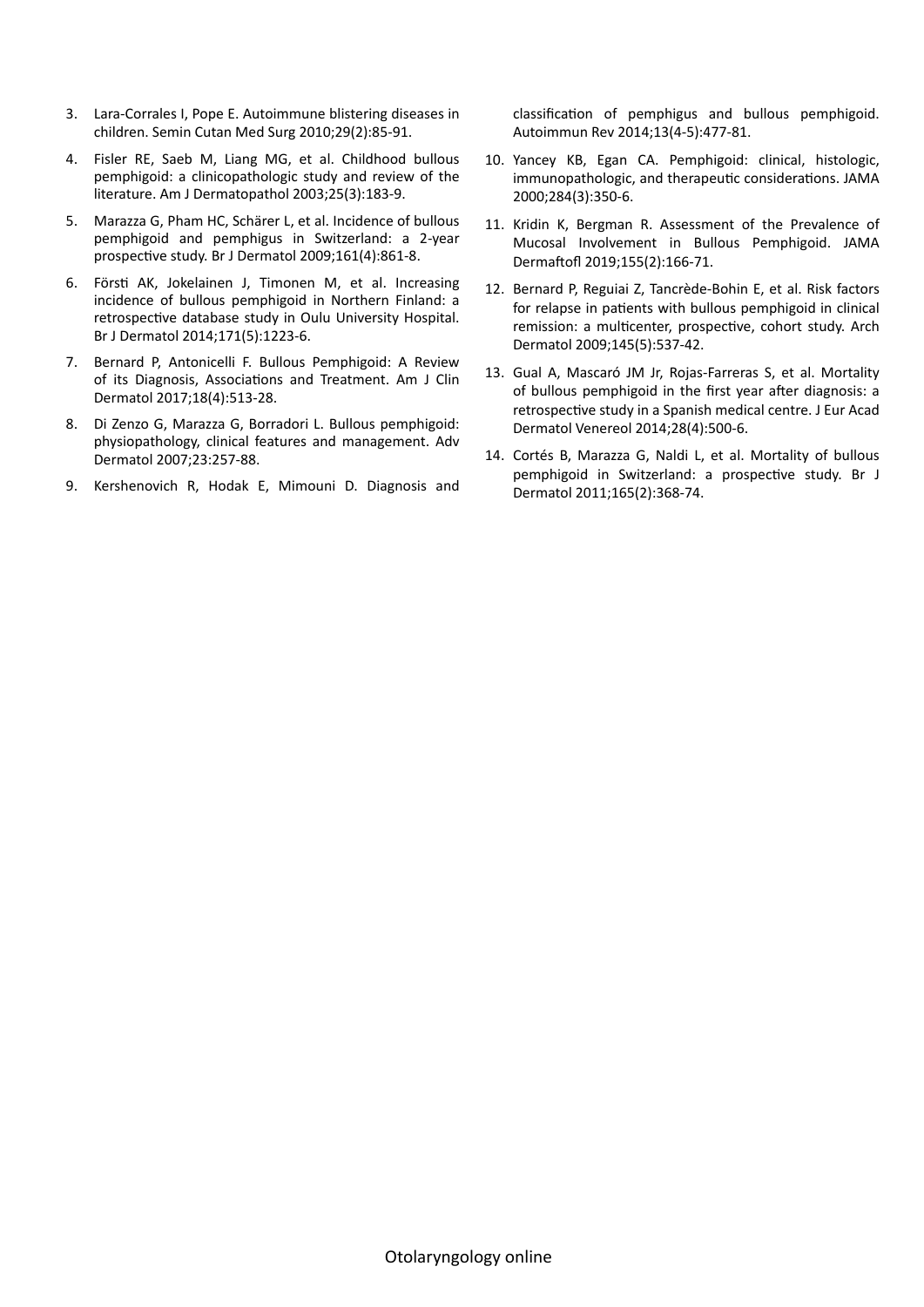3. Lara-Corrales I, Pope E. Autoimmune blistering diseases in children. Semin Cutan Med Surg 2010;29(2):85-91.
4. Fisler RE, Saeb M, Liang MG, et al. Childhood bullous pemphigoid: a clinicopathologic study and review of the literature. Am J Dermatopathol 2003;25(3):183-9.
5. Marazza G, Pham HC, Schärer L, et al. Incidence of bullous pemphigoid and pemphigus in Switzerland: a 2-year prospective study. Br J Dermatol 2009;161(4):861-8.
6. Försti AK, Jokelainen J, Timonen M, et al. Increasing incidence of bullous pemphigoid in Northern Finland: a retrospective database study in Oulu University Hospital. Br J Dermatol 2014;171(5):1223-6.
7. Bernard P, Antonicelli F. Bullous Pemphigoid: A Review of its Diagnosis, Associations and Treatment. Am J Clin Dermatol 2017;18(4):513-28.
8. Di Zenzo G, Marazza G, Borradori L. Bullous pemphigoid: physiopathology, clinical features and management. Adv Dermatol 2007;23:257-88.
9. Kershenovich R, Hodak E, Mimouni D. Diagnosis and classification of pemphigus and bullous pemphigoid. Autoimmun Rev 2014;13(4-5):477-81.
10. Yancey KB, Egan CA. Pemphigoid: clinical, histologic, immunopathologic, and therapeutic considerations. JAMA 2000;284(3):350-6.
11. Kridin K, Bergman R. Assessment of the Prevalence of Mucosal Involvement in Bullous Pemphigoid. JAMA Dermaftofl 2019;155(2):166-71.
12. Bernard P, Reguiai Z, Tancrède-Bohin E, et al. Risk factors for relapse in patients with bullous pemphigoid in clinical remission: a multicenter, prospective, cohort study. Arch Dermatol 2009;145(5):537-42.
13. Gual A, Mascaró JM Jr, Rojas-Farreras S, et al. Mortality of bullous pemphigoid in the first year after diagnosis: a retrospective study in a Spanish medical centre. J Eur Acad Dermatol Venereol 2014;28(4):500-6.
14. Cortés B, Marazza G, Naldi L, et al. Mortality of bullous pemphigoid in Switzerland: a prospective study. Br J Dermatol 2011;165(2):368-74.